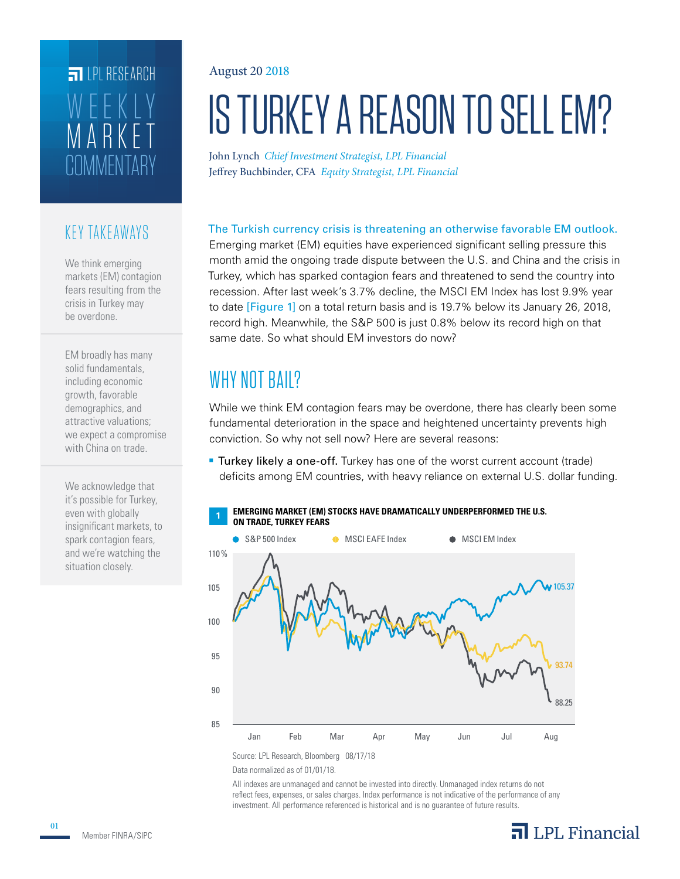LPL RESEARCH

WEEKLY MARKET COMMENTARY

August 20 2018

# IS TURKEY A REASON TO SELL EM?

John Lynch *Chief Investment Strategist, LPL Financial*
Jeffrey Buchbinder, CFA *Equity Strategist, LPL Financial*

## KEY TAKEAWAYS

We think emerging markets (EM) contagion fears resulting from the crisis in Turkey may be overdone.

EM broadly has many solid fundamentals, including economic growth, favorable demographics, and attractive valuations; we expect a compromise with China on trade.

We acknowledge that it's possible for Turkey, even with globally insignificant markets, to spark contagion fears, and we're watching the situation closely.

**The Turkish currency crisis is threatening an otherwise favorable EM outlook.** Emerging market (EM) equities have experienced significant selling pressure this month amid the ongoing trade dispute between the U.S. and China and the crisis in Turkey, which has sparked contagion fears and threatened to send the country into recession. After last week's 3.7% decline, the MSCI EM Index has lost 9.9% year to date [Figure 1] on a total return basis and is 19.7% below its January 26, 2018, record high. Meanwhile, the S&P 500 is just 0.8% below its record high on that same date. So what should EM investors do now?

## WHY NOT BAIL?

While we think EM contagion fears may be overdone, there has clearly been some fundamental deterioration in the space and heightened uncertainty prevents high conviction. So why not sell now? Here are several reasons:

- Turkey likely a one-off. Turkey has one of the worst current account (trade) deficits among EM countries, with heavy reliance on external U.S. dollar funding.

**1 EMERGING MARKET (EM) STOCKS HAVE DRAMATICALLY UNDERPERFORMED THE U.S. ON TRADE, TURKEY FEARS**

Legend: S&P 500 Index (105.37), MSCI EAFE Index (93.74), MSCI EM Index (88.25)

Source: LPL Research, Bloomberg 08/17/18

Data normalized as of 01/01/18.

All indexes are unmanaged and cannot be invested into directly. Unmanaged index returns do not reflect fees, expenses, or sales charges. Index performance is not indicative of the performance of any investment. All performance referenced is historical and is no guarantee of future results.

Member FINRA/SIPC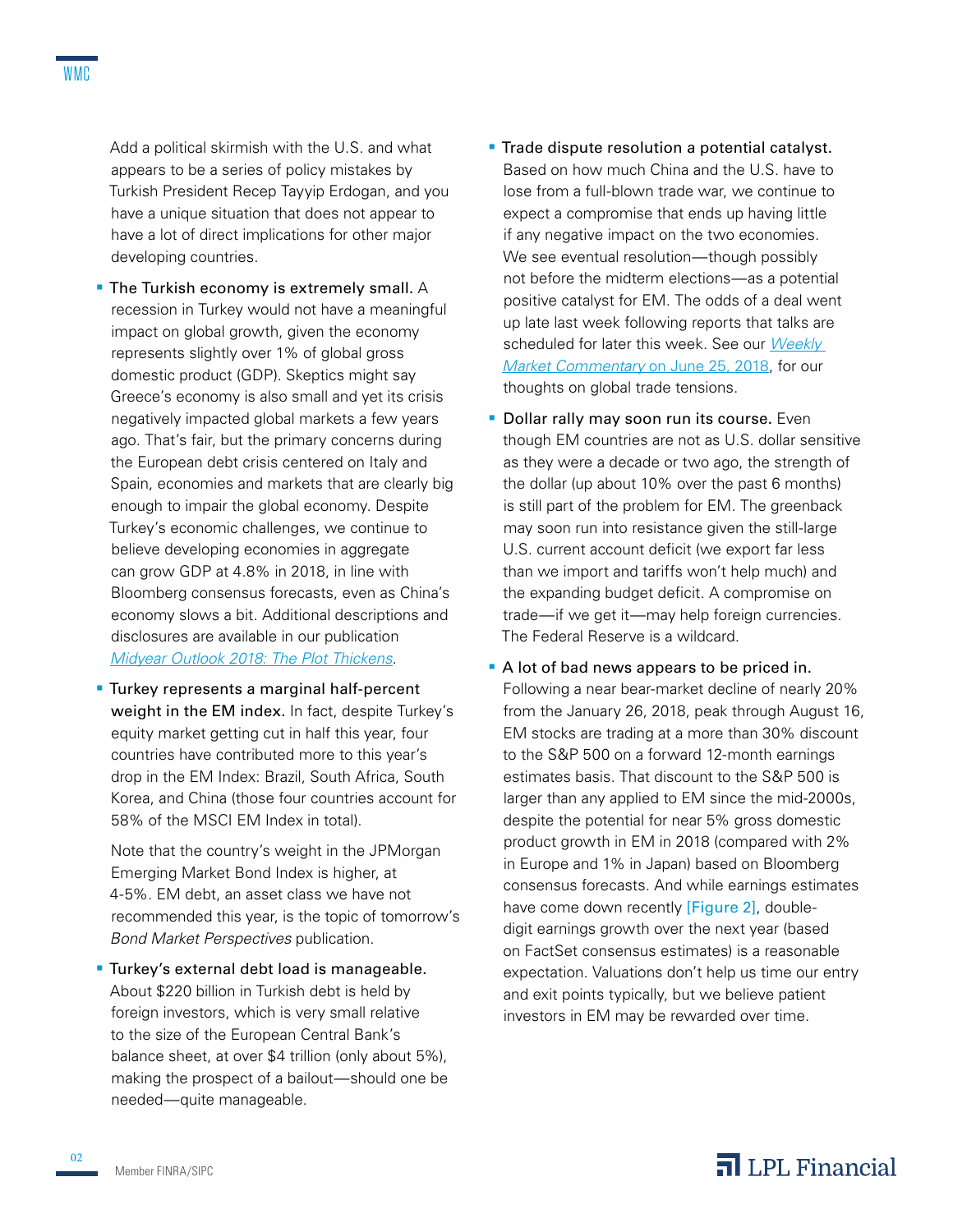Add a political skirmish with the U.S. and what appears to be a series of policy mistakes by Turkish President Recep Tayyip Erdogan, and you have a unique situation that does not appear to have a lot of direct implications for other major developing countries.

- **The Turkish economy is extremely small.** A recession in Turkey would not have a meaningful impact on global growth, given the economy represents slightly over 1% of global gross domestic product (GDP). Skeptics might say Greece's economy is also small and yet its crisis negatively impacted global markets a few years ago. That's fair, but the primary concerns during the European debt crisis centered on Italy and Spain, economies and markets that are clearly big enough to impair the global economy. Despite Turkey's economic challenges, we continue to believe developing economies in aggregate can grow GDP at 4.8% in 2018, in line with Bloomberg consensus forecasts, even as China's economy slows a bit. Additional descriptions and disclosures are available in our publication *Midyear Outlook 2018: The Plot Thickens*.

- **Turkey represents a marginal half-percent weight in the EM index.** In fact, despite Turkey's equity market getting cut in half this year, four countries have contributed more to this year's drop in the EM Index: Brazil, South Africa, South Korea, and China (those four countries account for 58% of the MSCI EM Index in total).

  Note that the country's weight in the JPMorgan Emerging Market Bond Index is higher, at 4-5%. EM debt, an asset class we have not recommended this year, is the topic of tomorrow's *Bond Market Perspectives* publication.

- **Turkey's external debt load is manageable.** About $220 billion in Turkish debt is held by foreign investors, which is very small relative to the size of the European Central Bank's balance sheet, at over $4 trillion (only about 5%), making the prospect of a bailout—should one be needed—quite manageable.

- **Trade dispute resolution a potential catalyst.** Based on how much China and the U.S. have to lose from a full-blown trade war, we continue to expect a compromise that ends up having little if any negative impact on the two economies. We see eventual resolution—though possibly not before the midterm elections—as a potential positive catalyst for EM. The odds of a deal went up late last week following reports that talks are scheduled for later this week. See our *Weekly Market Commentary* on June 25, 2018, for our thoughts on global trade tensions.

- **Dollar rally may soon run its course.** Even though EM countries are not as U.S. dollar sensitive as they were a decade or two ago, the strength of the dollar (up about 10% over the past 6 months) is still part of the problem for EM. The greenback may soon run into resistance given the still-large U.S. current account deficit (we export far less than we import and tariffs won't help much) and the expanding budget deficit. A compromise on trade—if we get it—may help foreign currencies. The Federal Reserve is a wildcard.

- **A lot of bad news appears to be priced in.** Following a near bear-market decline of nearly 20% from the January 26, 2018, peak through August 16, EM stocks are trading at a more than 30% discount to the S&P 500 on a forward 12-month earnings estimates basis. That discount to the S&P 500 is larger than any applied to EM since the mid-2000s, despite the potential for near 5% gross domestic product growth in EM in 2018 (compared with 2% in Europe and 1% in Japan) based on Bloomberg consensus forecasts. And while earnings estimates have come down recently [Figure 2], double-digit earnings growth over the next year (based on FactSet consensus estimates) is a reasonable expectation. Valuations don't help us time our entry and exit points typically, but we believe patient investors in EM may be rewarded over time.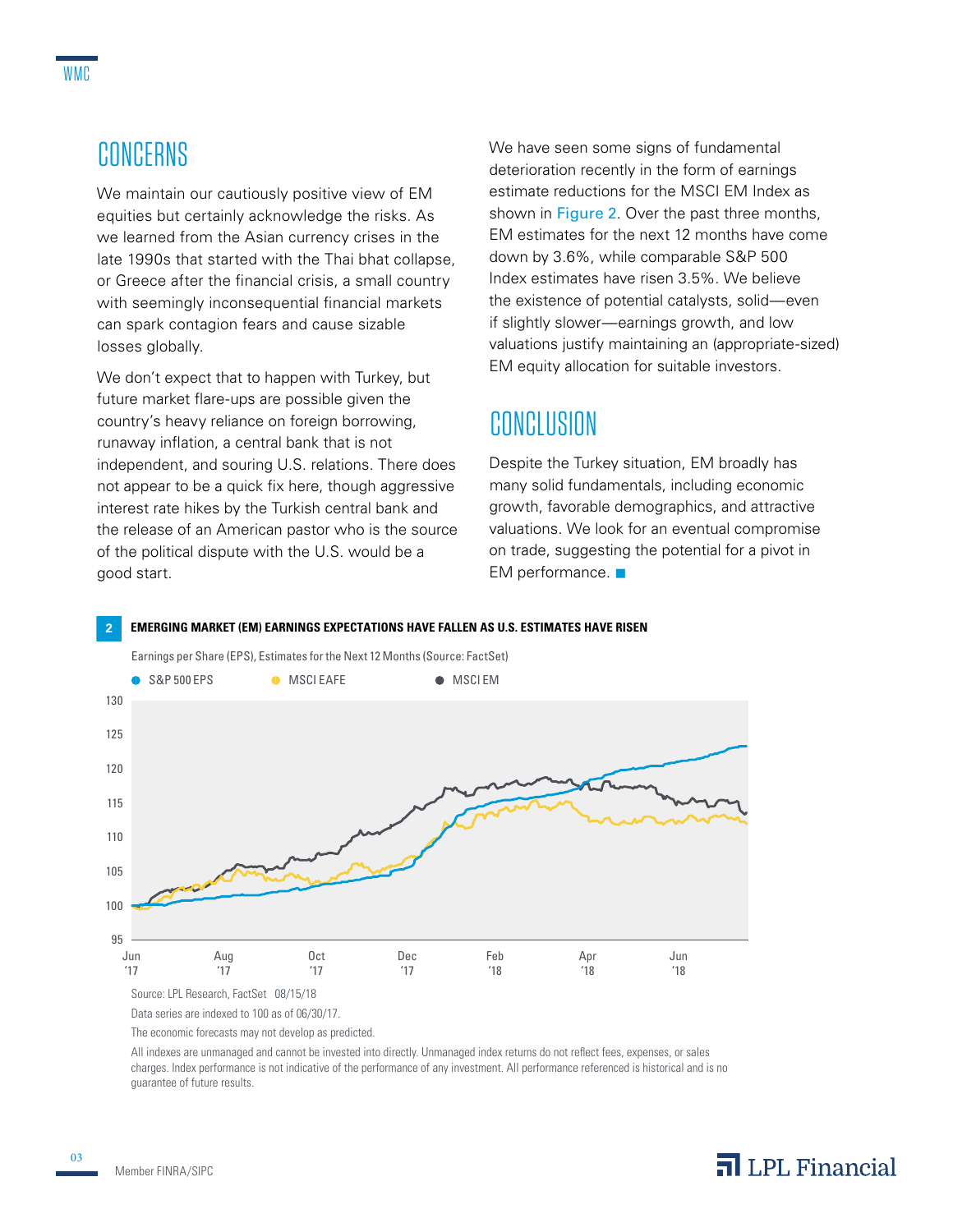## CONCERNS

We maintain our cautiously positive view of EM equities but certainly acknowledge the risks. As we learned from the Asian currency crises in the late 1990s that started with the Thai bhat collapse, or Greece after the financial crisis, a small country with seemingly inconsequential financial markets can spark contagion fears and cause sizable losses globally.

We don't expect that to happen with Turkey, but future market flare-ups are possible given the country's heavy reliance on foreign borrowing, runaway inflation, a central bank that is not independent, and souring U.S. relations. There does not appear to be a quick fix here, though aggressive interest rate hikes by the Turkish central bank and the release of an American pastor who is the source of the political dispute with the U.S. would be a good start.

We have seen some signs of fundamental deterioration recently in the form of earnings estimate reductions for the MSCI EM Index as shown in Figure 2. Over the past three months, EM estimates for the next 12 months have come down by 3.6%, while comparable S&P 500 Index estimates have risen 3.5%. We believe the existence of potential catalysts, solid—even if slightly slower—earnings growth, and low valuations justify maintaining an (appropriate-sized) EM equity allocation for suitable investors.

## CONCLUSION

Despite the Turkey situation, EM broadly has many solid fundamentals, including economic growth, favorable demographics, and attractive valuations. We look for an eventual compromise on trade, suggesting the potential for a pivot in EM performance. ■

**2 EMERGING MARKET (EM) EARNINGS EXPECTATIONS HAVE FALLEN AS U.S. ESTIMATES HAVE RISEN**

Earnings per Share (EPS), Estimates for the Next 12 Months (Source: FactSet)

Legend: S&P 500 EPS, MSCI EAFE, MSCI EM

Source: LPL Research, FactSet 08/15/18

Data series are indexed to 100 as of 06/30/17.

The economic forecasts may not develop as predicted.

All indexes are unmanaged and cannot be invested into directly. Unmanaged index returns do not reflect fees, expenses, or sales charges. Index performance is not indicative of the performance of any investment. All performance referenced is historical and is no guarantee of future results.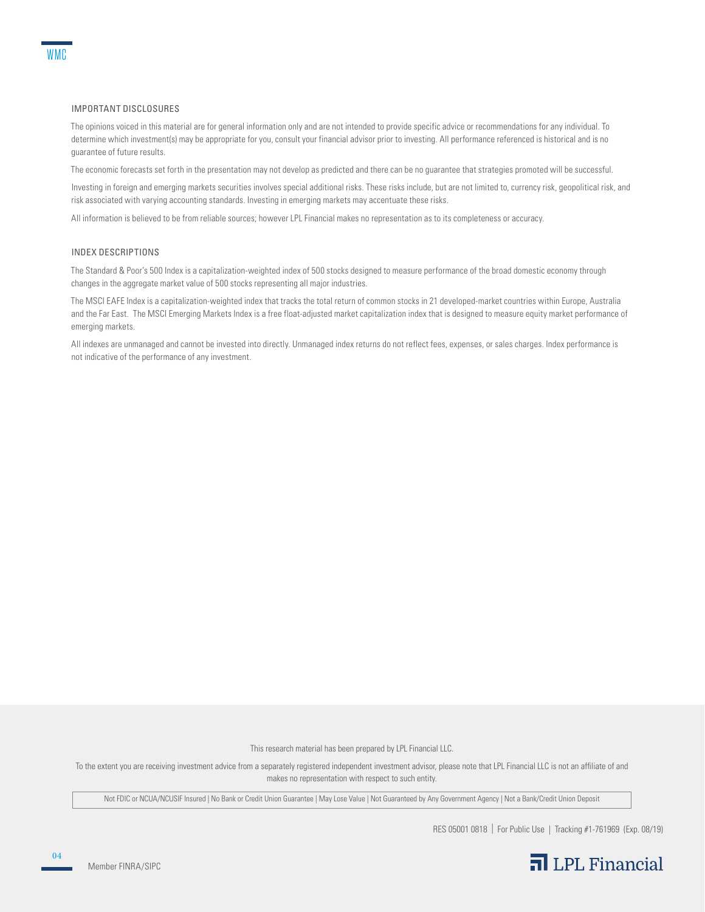## IMPORTANT DISCLOSURES

The opinions voiced in this material are for general information only and are not intended to provide specific advice or recommendations for any individual. To determine which investment(s) may be appropriate for you, consult your financial advisor prior to investing. All performance referenced is historical and is no guarantee of future results.

The economic forecasts set forth in the presentation may not develop as predicted and there can be no guarantee that strategies promoted will be successful.

Investing in foreign and emerging markets securities involves special additional risks. These risks include, but are not limited to, currency risk, geopolitical risk, and risk associated with varying accounting standards. Investing in emerging markets may accentuate these risks.

All information is believed to be from reliable sources; however LPL Financial makes no representation as to its completeness or accuracy.

## INDEX DESCRIPTIONS

The Standard & Poor's 500 Index is a capitalization-weighted index of 500 stocks designed to measure performance of the broad domestic economy through changes in the aggregate market value of 500 stocks representing all major industries.

The MSCI EAFE Index is a capitalization-weighted index that tracks the total return of common stocks in 21 developed-market countries within Europe, Australia and the Far East. The MSCI Emerging Markets Index is a free float-adjusted market capitalization index that is designed to measure equity market performance of emerging markets.

All indexes are unmanaged and cannot be invested into directly. Unmanaged index returns do not reflect fees, expenses, or sales charges. Index performance is not indicative of the performance of any investment.

This research material has been prepared by LPL Financial LLC.

To the extent you are receiving investment advice from a separately registered independent investment advisor, please note that LPL Financial LLC is not an affiliate of and makes no representation with respect to such entity.

Not FDIC or NCUA/NCUSIF Insured | No Bank or Credit Union Guarantee | May Lose Value | Not Guaranteed by Any Government Agency | Not a Bank/Credit Union Deposit

RES 05001 0818 | For Public Use | Tracking #1-761969 (Exp. 08/19)

Member FINRA/SIPC

LPL Financial